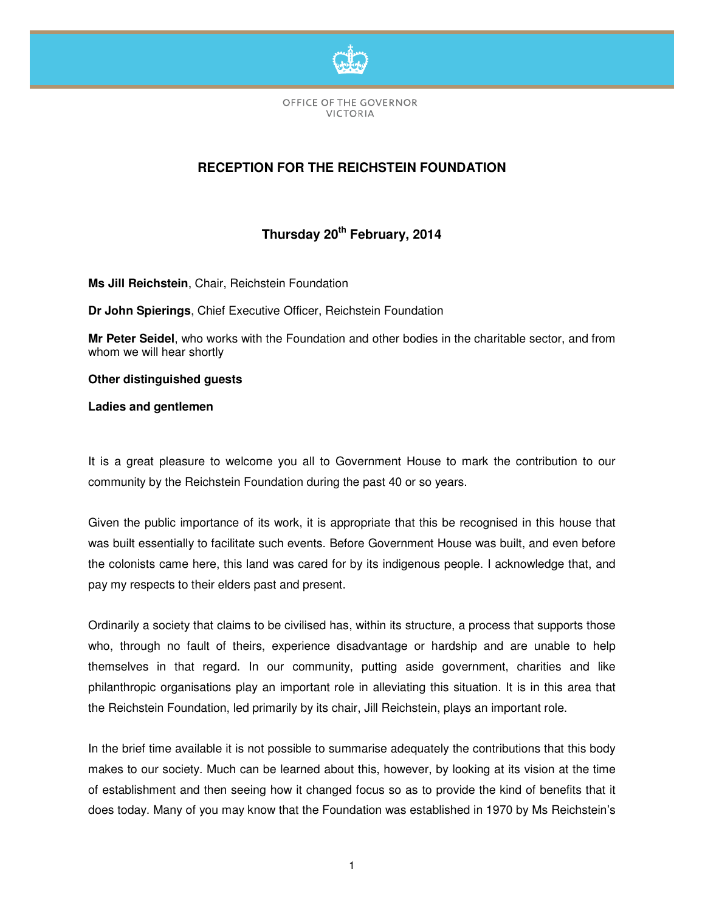OFFICE OF THE GOVERNOR
VICTORIA

# RECEPTION FOR THE REICHSTEIN FOUNDATION

## Thursday 20th February, 2014

**Ms Jill Reichstein**, Chair, Reichstein Foundation

**Dr John Spierings**, Chief Executive Officer, Reichstein Foundation

**Mr Peter Seidel**, who works with the Foundation and other bodies in the charitable sector, and from whom we will hear shortly

**Other distinguished guests**

**Ladies and gentlemen**

It is a great pleasure to welcome you all to Government House to mark the contribution to our community by the Reichstein Foundation during the past 40 or so years.

Given the public importance of its work, it is appropriate that this be recognised in this house that was built essentially to facilitate such events. Before Government House was built, and even before the colonists came here, this land was cared for by its indigenous people. I acknowledge that, and pay my respects to their elders past and present.

Ordinarily a society that claims to be civilised has, within its structure, a process that supports those who, through no fault of theirs, experience disadvantage or hardship and are unable to help themselves in that regard. In our community, putting aside government, charities and like philanthropic organisations play an important role in alleviating this situation. It is in this area that the Reichstein Foundation, led primarily by its chair, Jill Reichstein, plays an important role.

In the brief time available it is not possible to summarise adequately the contributions that this body makes to our society. Much can be learned about this, however, by looking at its vision at the time of establishment and then seeing how it changed focus so as to provide the kind of benefits that it does today. Many of you may know that the Foundation was established in 1970 by Ms Reichstein's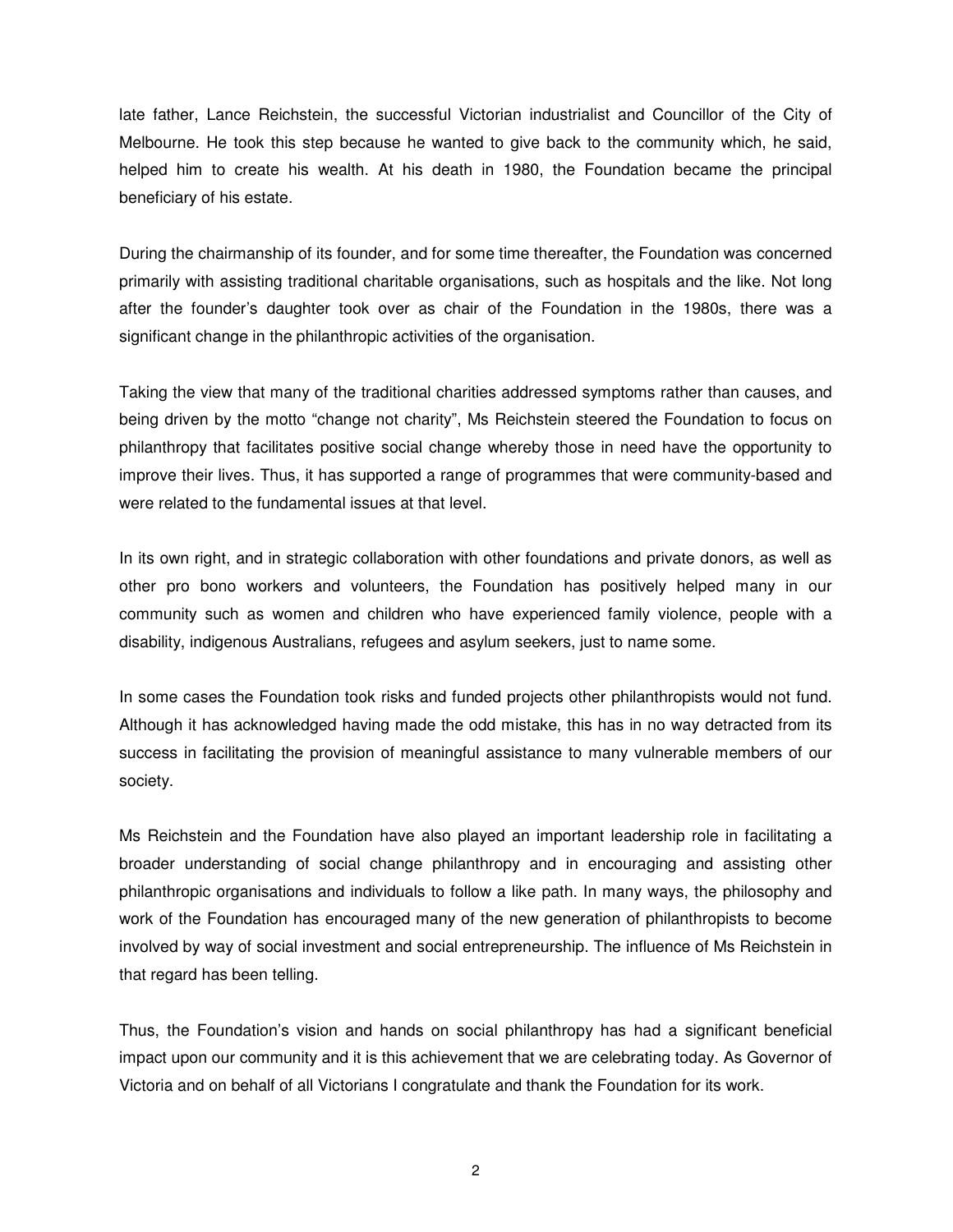late father, Lance Reichstein, the successful Victorian industrialist and Councillor of the City of Melbourne. He took this step because he wanted to give back to the community which, he said, helped him to create his wealth. At his death in 1980, the Foundation became the principal beneficiary of his estate.

During the chairmanship of its founder, and for some time thereafter, the Foundation was concerned primarily with assisting traditional charitable organisations, such as hospitals and the like. Not long after the founder's daughter took over as chair of the Foundation in the 1980s, there was a significant change in the philanthropic activities of the organisation.

Taking the view that many of the traditional charities addressed symptoms rather than causes, and being driven by the motto "change not charity", Ms Reichstein steered the Foundation to focus on philanthropy that facilitates positive social change whereby those in need have the opportunity to improve their lives. Thus, it has supported a range of programmes that were community-based and were related to the fundamental issues at that level.

In its own right, and in strategic collaboration with other foundations and private donors, as well as other pro bono workers and volunteers, the Foundation has positively helped many in our community such as women and children who have experienced family violence, people with a disability, indigenous Australians, refugees and asylum seekers, just to name some.

In some cases the Foundation took risks and funded projects other philanthropists would not fund. Although it has acknowledged having made the odd mistake, this has in no way detracted from its success in facilitating the provision of meaningful assistance to many vulnerable members of our society.

Ms Reichstein and the Foundation have also played an important leadership role in facilitating a broader understanding of social change philanthropy and in encouraging and assisting other philanthropic organisations and individuals to follow a like path. In many ways, the philosophy and work of the Foundation has encouraged many of the new generation of philanthropists to become involved by way of social investment and social entrepreneurship. The influence of Ms Reichstein in that regard has been telling.

Thus, the Foundation's vision and hands on social philanthropy has had a significant beneficial impact upon our community and it is this achievement that we are celebrating today. As Governor of Victoria and on behalf of all Victorians I congratulate and thank the Foundation for its work.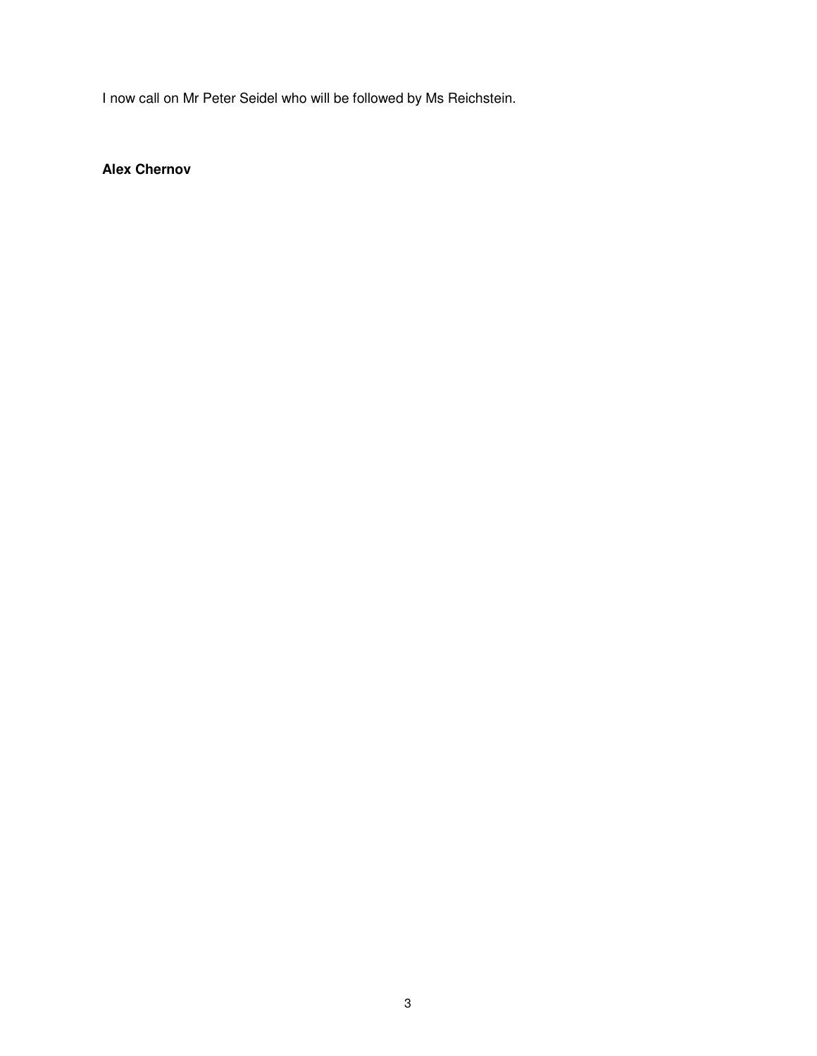I now call on Mr Peter Seidel who will be followed by Ms Reichstein.

**Alex Chernov**